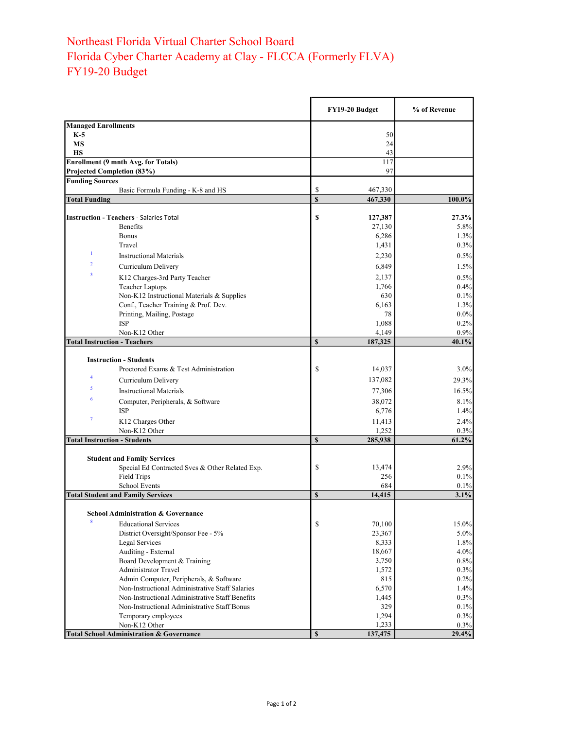# Northeast Florida Virtual Charter School Board
# Florida Cyber Charter Academy at Clay - FLCCA (Formerly FLVA)
# FY19-20 Budget

| | FY19-20 Budget | % of Revenue |
|---|---|---|
| **Managed Enrollments** | | |
| **K-5** | 50 | |
| **MS** | 24 | |
| **HS** | 43 | |
| **Enrollment (9 mnth Avg. for Totals)** | 117 | |
| **Projected Completion (83%)** | 97 | |
| **Funding Sources** | | |
| Basic Formula Funding - K-8 and HS | $ 467,330 | |
| **Total Funding** | **$ 467,330** | **100.0%** |
| | | |
| **Instruction - Teachers** - Salaries Total | **$ 127,387** | **27.3%** |
| Benefits | 27,130 | 5.8% |
| Bonus | 6,286 | 1.3% |
| Travel | 1,431 | 0.3% |
| [1] Instructional Materials | 2,230 | 0.5% |
| [2] Curriculum Delivery | 6,849 | 1.5% |
| [3] K12 Charges-3rd Party Teacher | 2,137 | 0.5% |
| Teacher Laptops | 1,766 | 0.4% |
| Non-K12 Instructional Materials & Supplies | 630 | 0.1% |
| Conf., Teacher Training & Prof. Dev. | 6,163 | 1.3% |
| Printing, Mailing, Postage | 78 | 0.0% |
| ISP | 1,088 | 0.2% |
| Non-K12 Other | 4,149 | 0.9% |
| **Total Instruction - Teachers** | **$ 187,325** | **40.1%** |
| | | |
| **Instruction - Students** | | |
| Proctored Exams & Test Administration | $ 14,037 | 3.0% |
| [4] Curriculum Delivery | 137,082 | 29.3% |
| [5] Instructional Materials | 77,306 | 16.5% |
| [6] Computer, Peripherals, & Software | 38,072 | 8.1% |
| ISP | 6,776 | 1.4% |
| [7] K12 Charges Other | 11,413 | 2.4% |
| Non-K12 Other | 1,252 | 0.3% |
| **Total Instruction - Students** | **$ 285,938** | **61.2%** |
| | | |
| **Student and Family Services** | | |
| Special Ed Contracted Svcs & Other Related Exp. | $ 13,474 | 2.9% |
| Field Trips | 256 | 0.1% |
| School Events | 684 | 0.1% |
| **Total Student and Family Services** | **$ 14,415** | **3.1%** |
| | | |
| **School Administration & Governance** | | |
| [8] Educational Services | $ 70,100 | 15.0% |
| District Oversight/Sponsor Fee - 5% | 23,367 | 5.0% |
| Legal Services | 8,333 | 1.8% |
| Auditing - External | 18,667 | 4.0% |
| Board Development & Training | 3,750 | 0.8% |
| Administrator Travel | 1,572 | 0.3% |
| Admin Computer, Peripherals, & Software | 815 | 0.2% |
| Non-Instructional Administrative Staff Salaries | 6,570 | 1.4% |
| Non-Instructional Administrative Staff Benefits | 1,445 | 0.3% |
| Non-Instructional Administrative Staff Bonus | 329 | 0.1% |
| Temporary employees | 1,294 | 0.3% |
| Non-K12 Other | 1,233 | 0.3% |
| **Total School Administration & Governance** | **$ 137,475** | **29.4%** |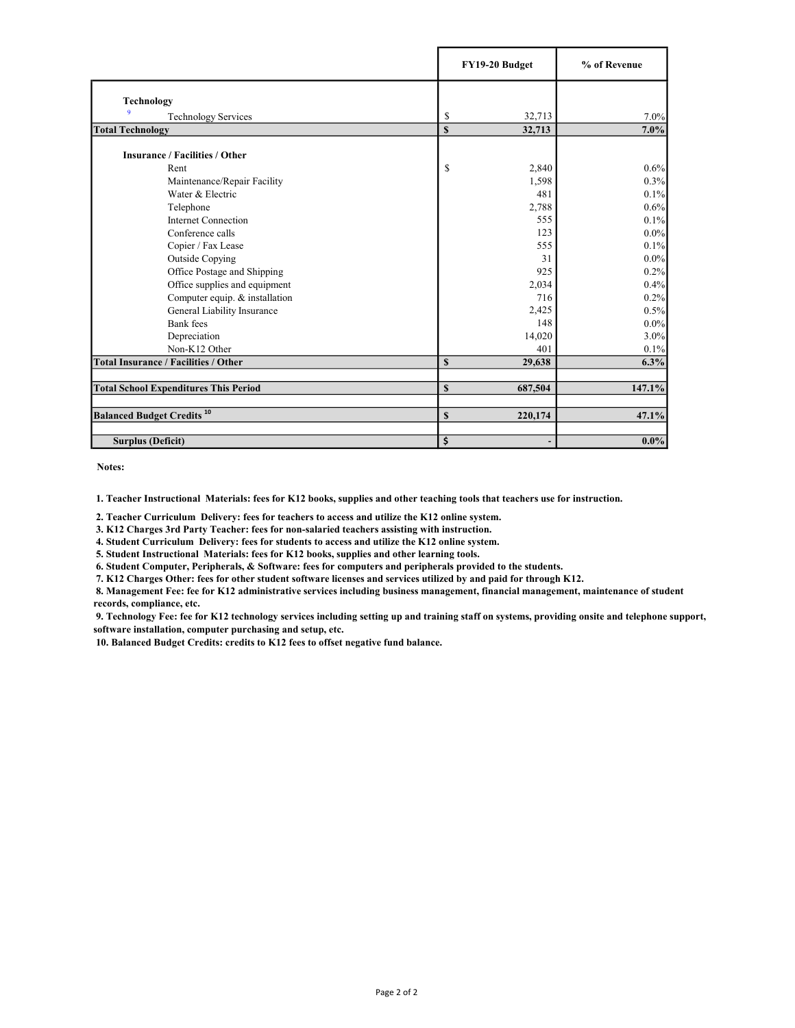| | FY19-20 Budget | % of Revenue |
|---|---|---|
| **Technology** | | |
| Technology Services [9] | $ 32,713 | 7.0% |
| **Total Technology** | **$ 32,713** | **7.0%** |
| | | |
| **Insurance / Facilities / Other** | | |
| Rent | $ 2,840 | 0.6% |
| Maintenance/Repair Facility | 1,598 | 0.3% |
| Water & Electric | 481 | 0.1% |
| Telephone | 2,788 | 0.6% |
| Internet Connection | 555 | 0.1% |
| Conference calls | 123 | 0.0% |
| Copier / Fax Lease | 555 | 0.1% |
| Outside Copying | 31 | 0.0% |
| Office Postage and Shipping | 925 | 0.2% |
| Office supplies and equipment | 2,034 | 0.4% |
| Computer equip. & installation | 716 | 0.2% |
| General Liability Insurance | 2,425 | 0.5% |
| Bank fees | 148 | 0.0% |
| Depreciation | 14,020 | 3.0% |
| Non-K12 Other | 401 | 0.1% |
| **Total Insurance / Facilities / Other** | **$ 29,638** | **6.3%** |
| | | |
| **Total School Expenditures This Period** | **$ 687,504** | **147.1%** |
| | | |
| **Balanced Budget Credits [10]** | **$ 220,174** | **47.1%** |
| | | |
| **Surplus (Deficit)** | **$ -** | **0.0%** |

**Notes:**

**1. Teacher Instructional Materials: fees for K12 books, supplies and other teaching tools that teachers use for instruction.**

**2. Teacher Curriculum Delivery: fees for teachers to access and utilize the K12 online system.**

**3. K12 Charges 3rd Party Teacher: fees for non-salaried teachers assisting with instruction.**

**4. Student Curriculum Delivery: fees for students to access and utilize the K12 online system.**

**5. Student Instructional Materials: fees for K12 books, supplies and other learning tools.**

**6. Student Computer, Peripherals, & Software: fees for computers and peripherals provided to the students.**

**7. K12 Charges Other: fees for other student software licenses and services utilized by and paid for through K12.**

**8. Management Fee: fee for K12 administrative services including business management, financial management, maintenance of student records, compliance, etc.**

**9. Technology Fee: fee for K12 technology services including setting up and training staff on systems, providing onsite and telephone support, software installation, computer purchasing and setup, etc.**

**10. Balanced Budget Credits: credits to K12 fees to offset negative fund balance.**